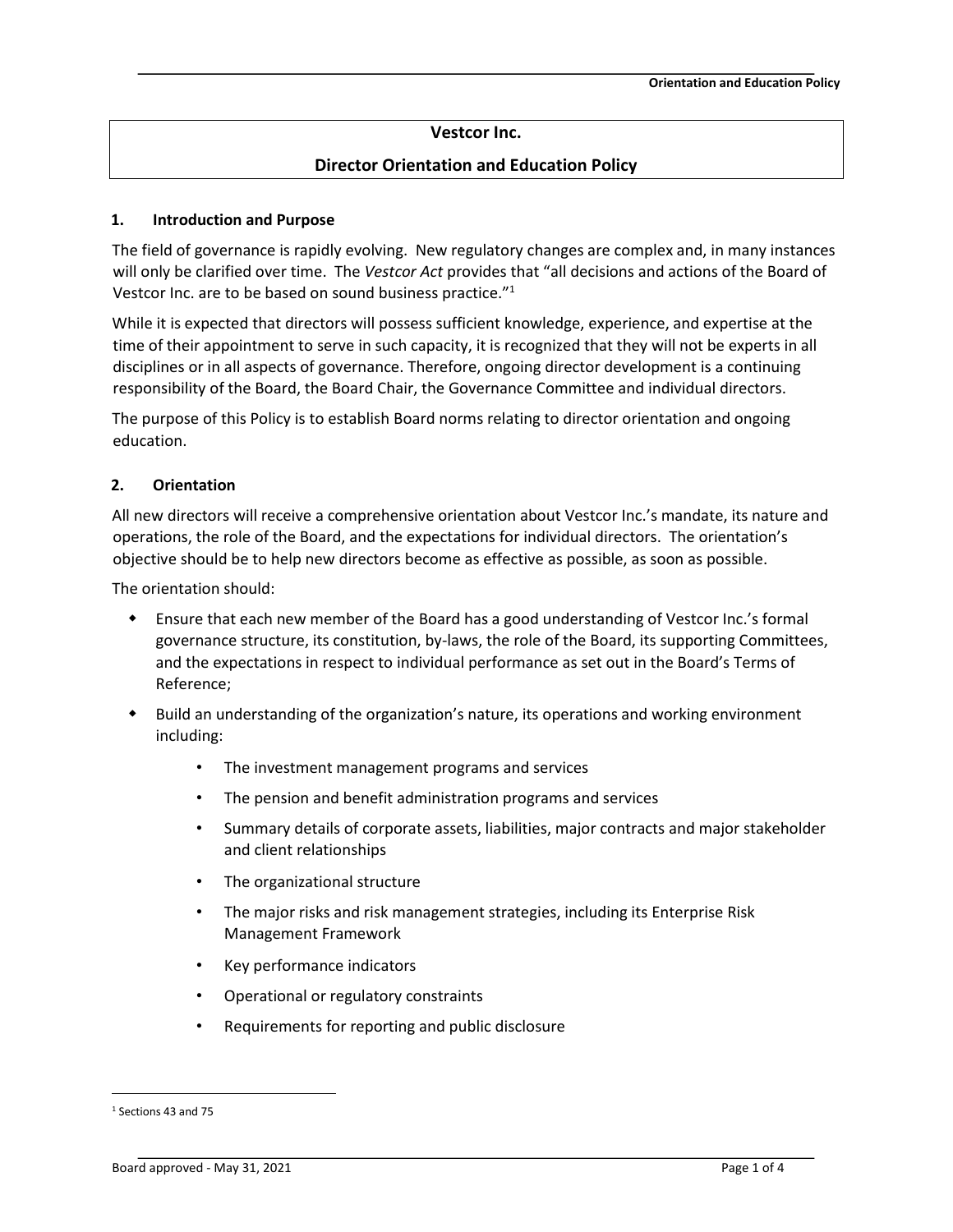# Vestcor Inc.

## Director Orientation and Education Policy

### 1. Introduction and Purpose

The field of governance is rapidly evolving. New regulatory changes are complex and, in many instances will only be clarified over time. The *Vestcor Act* provides that "all decisions and actions of the Board of Vestcor Inc. are to be based on sound business practice."[1]

While it is expected that directors will possess sufficient knowledge, experience, and expertise at the time of their appointment to serve in such capacity, it is recognized that they will not be experts in all disciplines or in all aspects of governance. Therefore, ongoing director development is a continuing responsibility of the Board, the Board Chair, the Governance Committee and individual directors.

The purpose of this Policy is to establish Board norms relating to director orientation and ongoing education.

### 2. Orientation

All new directors will receive a comprehensive orientation about Vestcor Inc.'s mandate, its nature and operations, the role of the Board, and the expectations for individual directors. The orientation's objective should be to help new directors become as effective as possible, as soon as possible.

The orientation should:

- Ensure that each new member of the Board has a good understanding of Vestcor Inc.'s formal governance structure, its constitution, by-laws, the role of the Board, its supporting Committees, and the expectations in respect to individual performance as set out in the Board's Terms of Reference;
- Build an understanding of the organization's nature, its operations and working environment including:
    - The investment management programs and services
    - The pension and benefit administration programs and services
    - Summary details of corporate assets, liabilities, major contracts and major stakeholder and client relationships
    - The organizational structure
    - The major risks and risk management strategies, including its Enterprise Risk Management Framework
    - Key performance indicators
    - Operational or regulatory constraints
    - Requirements for reporting and public disclosure

[1] Sections 43 and 75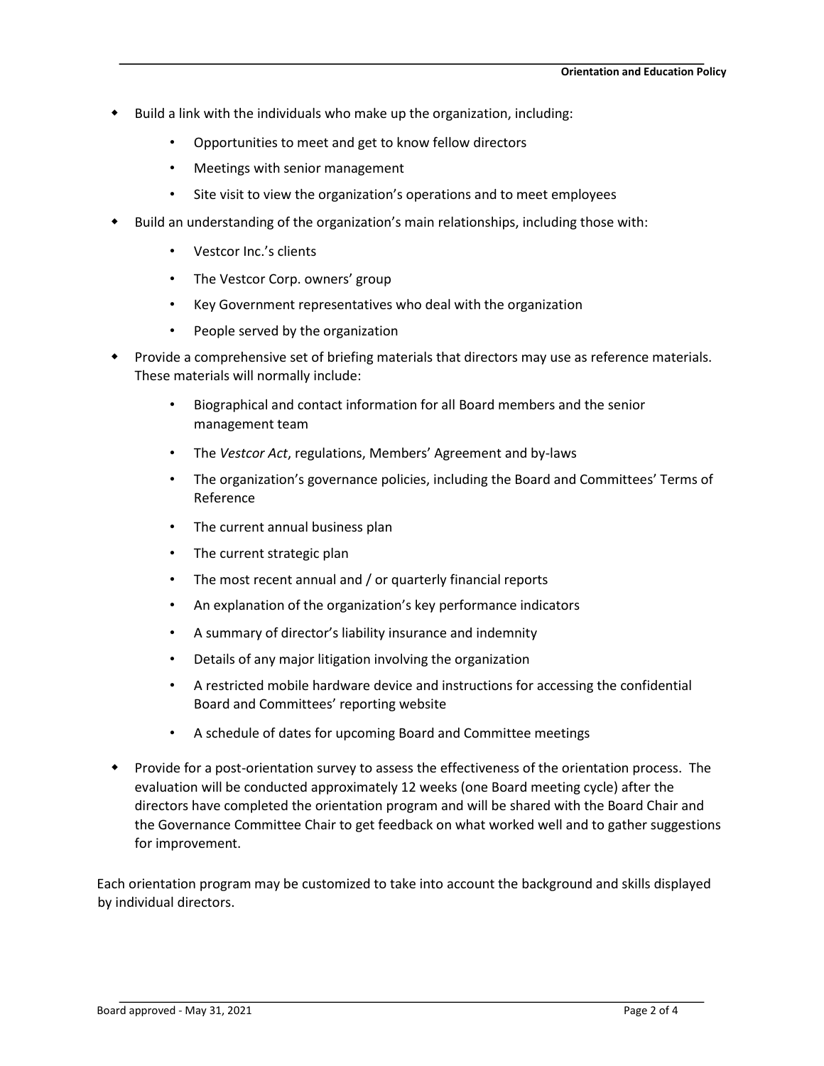- Build a link with the individuals who make up the organization, including:
  - Opportunities to meet and get to know fellow directors
  - Meetings with senior management
  - Site visit to view the organization's operations and to meet employees
- Build an understanding of the organization's main relationships, including those with:
  - Vestcor Inc.'s clients
  - The Vestcor Corp. owners' group
  - Key Government representatives who deal with the organization
  - People served by the organization
- Provide a comprehensive set of briefing materials that directors may use as reference materials. These materials will normally include:
  - Biographical and contact information for all Board members and the senior management team
  - The *Vestcor Act*, regulations, Members' Agreement and by-laws
  - The organization's governance policies, including the Board and Committees' Terms of Reference
  - The current annual business plan
  - The current strategic plan
  - The most recent annual and / or quarterly financial reports
  - An explanation of the organization's key performance indicators
  - A summary of director's liability insurance and indemnity
  - Details of any major litigation involving the organization
  - A restricted mobile hardware device and instructions for accessing the confidential Board and Committees' reporting website
  - A schedule of dates for upcoming Board and Committee meetings
- Provide for a post-orientation survey to assess the effectiveness of the orientation process. The evaluation will be conducted approximately 12 weeks (one Board meeting cycle) after the directors have completed the orientation program and will be shared with the Board Chair and the Governance Committee Chair to get feedback on what worked well and to gather suggestions for improvement.

Each orientation program may be customized to take into account the background and skills displayed by individual directors.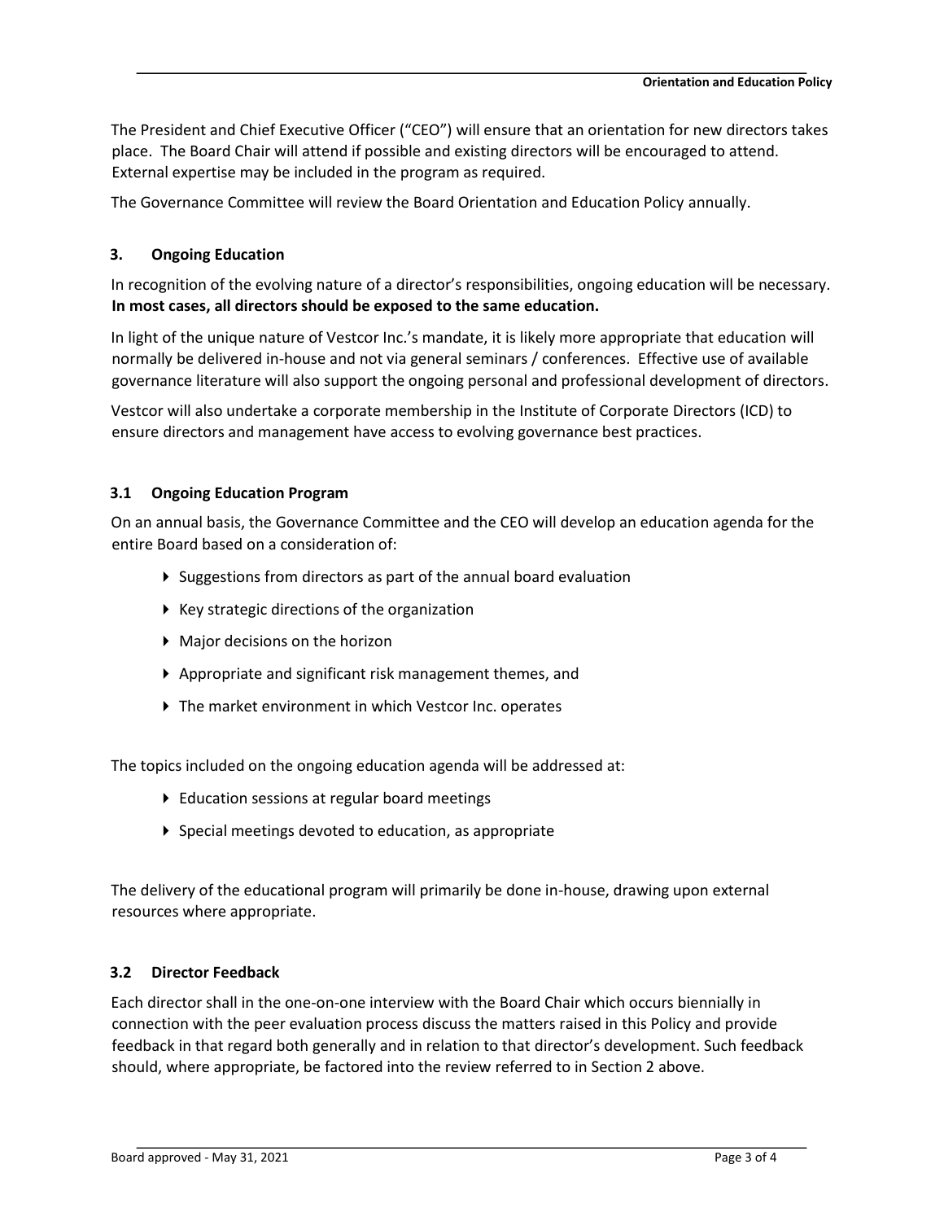The President and Chief Executive Officer ("CEO") will ensure that an orientation for new directors takes place. The Board Chair will attend if possible and existing directors will be encouraged to attend. External expertise may be included in the program as required.

The Governance Committee will review the Board Orientation and Education Policy annually.

## 3. Ongoing Education

In recognition of the evolving nature of a director's responsibilities, ongoing education will be necessary. **In most cases, all directors should be exposed to the same education.**

In light of the unique nature of Vestcor Inc.'s mandate, it is likely more appropriate that education will normally be delivered in-house and not via general seminars / conferences. Effective use of available governance literature will also support the ongoing personal and professional development of directors.

Vestcor will also undertake a corporate membership in the Institute of Corporate Directors (ICD) to ensure directors and management have access to evolving governance best practices.

### 3.1 Ongoing Education Program

On an annual basis, the Governance Committee and the CEO will develop an education agenda for the entire Board based on a consideration of:

- Suggestions from directors as part of the annual board evaluation
- Key strategic directions of the organization
- Major decisions on the horizon
- Appropriate and significant risk management themes, and
- The market environment in which Vestcor Inc. operates

The topics included on the ongoing education agenda will be addressed at:

- Education sessions at regular board meetings
- Special meetings devoted to education, as appropriate

The delivery of the educational program will primarily be done in-house, drawing upon external resources where appropriate.

### 3.2 Director Feedback

Each director shall in the one-on-one interview with the Board Chair which occurs biennially in connection with the peer evaluation process discuss the matters raised in this Policy and provide feedback in that regard both generally and in relation to that director's development. Such feedback should, where appropriate, be factored into the review referred to in Section 2 above.

Board approved - May 31, 2021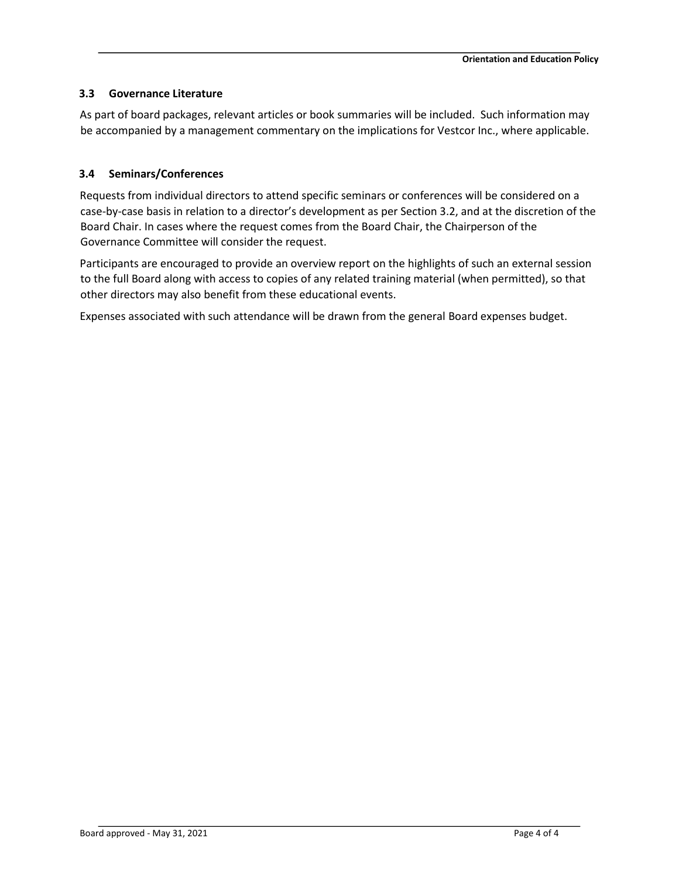### 3.3 Governance Literature

As part of board packages, relevant articles or book summaries will be included. Such information may be accompanied by a management commentary on the implications for Vestcor Inc., where applicable.

### 3.4 Seminars/Conferences

Requests from individual directors to attend specific seminars or conferences will be considered on a case-by-case basis in relation to a director's development as per Section 3.2, and at the discretion of the Board Chair. In cases where the request comes from the Board Chair, the Chairperson of the Governance Committee will consider the request.

Participants are encouraged to provide an overview report on the highlights of such an external session to the full Board along with access to copies of any related training material (when permitted), so that other directors may also benefit from these educational events.

Expenses associated with such attendance will be drawn from the general Board expenses budget.